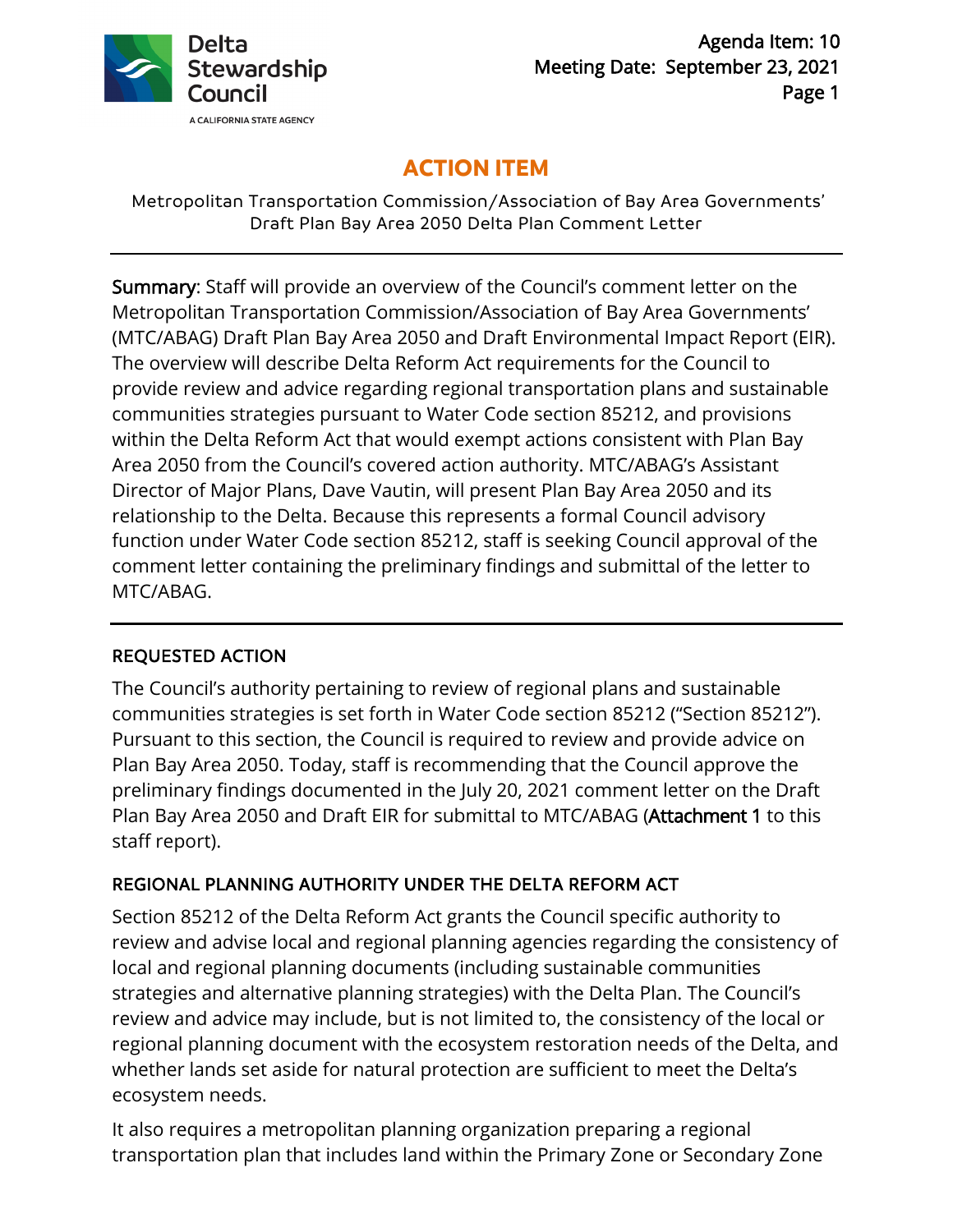Delta Stewardship Council
A CALIFORNIA STATE AGENCY

Agenda Item: 10
Meeting Date: September 23, 2021

# ACTION ITEM

Metropolitan Transportation Commission/Association of Bay Area Governments' Draft Plan Bay Area 2050 Delta Plan Comment Letter

---

**Summary**: Staff will provide an overview of the Council's comment letter on the Metropolitan Transportation Commission/Association of Bay Area Governments' (MTC/ABAG) Draft Plan Bay Area 2050 and Draft Environmental Impact Report (EIR). The overview will describe Delta Reform Act requirements for the Council to provide review and advice regarding regional transportation plans and sustainable communities strategies pursuant to Water Code section 85212, and provisions within the Delta Reform Act that would exempt actions consistent with Plan Bay Area 2050 from the Council's covered action authority. MTC/ABAG's Assistant Director of Major Plans, Dave Vautin, will present Plan Bay Area 2050 and its relationship to the Delta. Because this represents a formal Council advisory function under Water Code section 85212, staff is seeking Council approval of the comment letter containing the preliminary findings and submittal of the letter to MTC/ABAG.

---

## REQUESTED ACTION

The Council's authority pertaining to review of regional plans and sustainable communities strategies is set forth in Water Code section 85212 ("Section 85212"). Pursuant to this section, the Council is required to review and provide advice on Plan Bay Area 2050. Today, staff is recommending that the Council approve the preliminary findings documented in the July 20, 2021 comment letter on the Draft Plan Bay Area 2050 and Draft EIR for submittal to MTC/ABAG (**Attachment 1** to this staff report).

## REGIONAL PLANNING AUTHORITY UNDER THE DELTA REFORM ACT

Section 85212 of the Delta Reform Act grants the Council specific authority to review and advise local and regional planning agencies regarding the consistency of local and regional planning documents (including sustainable communities strategies and alternative planning strategies) with the Delta Plan. The Council's review and advice may include, but is not limited to, the consistency of the local or regional planning document with the ecosystem restoration needs of the Delta, and whether lands set aside for natural protection are sufficient to meet the Delta's ecosystem needs.

It also requires a metropolitan planning organization preparing a regional transportation plan that includes land within the Primary Zone or Secondary Zone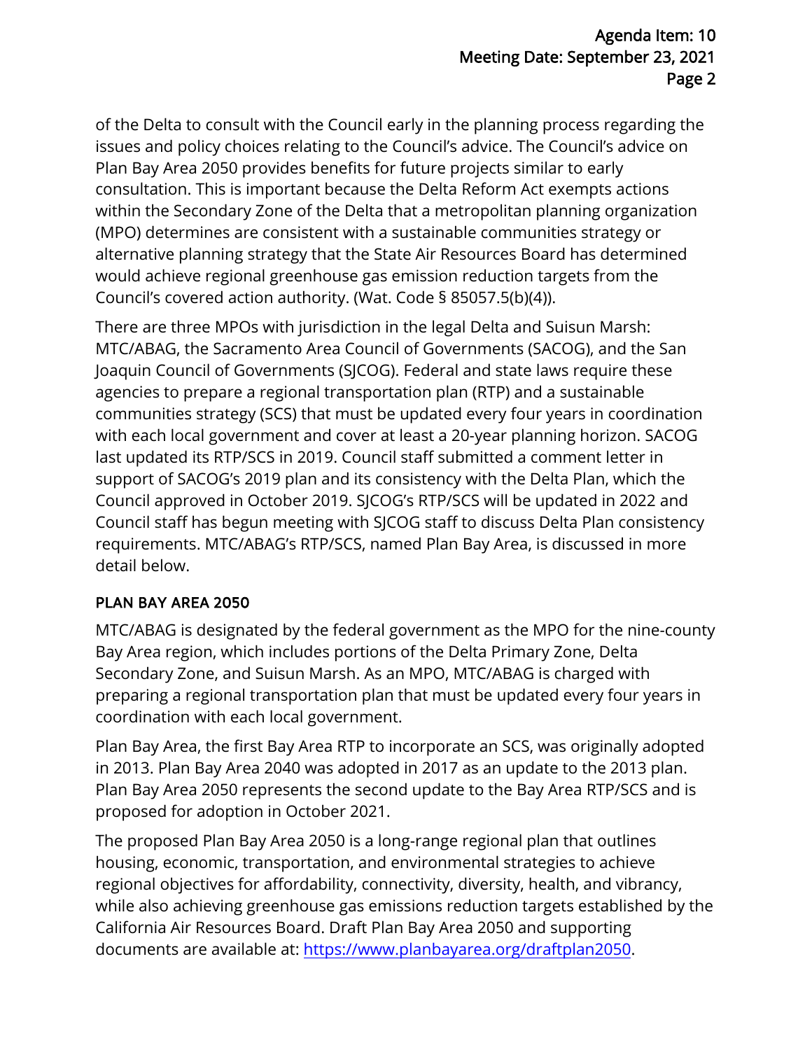of the Delta to consult with the Council early in the planning process regarding the issues and policy choices relating to the Council's advice. The Council's advice on Plan Bay Area 2050 provides benefits for future projects similar to early consultation. This is important because the Delta Reform Act exempts actions within the Secondary Zone of the Delta that a metropolitan planning organization (MPO) determines are consistent with a sustainable communities strategy or alternative planning strategy that the State Air Resources Board has determined would achieve regional greenhouse gas emission reduction targets from the Council's covered action authority. (Wat. Code § 85057.5(b)(4)).

There are three MPOs with jurisdiction in the legal Delta and Suisun Marsh: MTC/ABAG, the Sacramento Area Council of Governments (SACOG), and the San Joaquin Council of Governments (SJCOG). Federal and state laws require these agencies to prepare a regional transportation plan (RTP) and a sustainable communities strategy (SCS) that must be updated every four years in coordination with each local government and cover at least a 20-year planning horizon. SACOG last updated its RTP/SCS in 2019. Council staff submitted a comment letter in support of SACOG's 2019 plan and its consistency with the Delta Plan, which the Council approved in October 2019. SJCOG's RTP/SCS will be updated in 2022 and Council staff has begun meeting with SJCOG staff to discuss Delta Plan consistency requirements. MTC/ABAG's RTP/SCS, named Plan Bay Area, is discussed in more detail below.

## PLAN BAY AREA 2050

MTC/ABAG is designated by the federal government as the MPO for the nine-county Bay Area region, which includes portions of the Delta Primary Zone, Delta Secondary Zone, and Suisun Marsh. As an MPO, MTC/ABAG is charged with preparing a regional transportation plan that must be updated every four years in coordination with each local government.

Plan Bay Area, the first Bay Area RTP to incorporate an SCS, was originally adopted in 2013. Plan Bay Area 2040 was adopted in 2017 as an update to the 2013 plan. Plan Bay Area 2050 represents the second update to the Bay Area RTP/SCS and is proposed for adoption in October 2021.

The proposed Plan Bay Area 2050 is a long-range regional plan that outlines housing, economic, transportation, and environmental strategies to achieve regional objectives for affordability, connectivity, diversity, health, and vibrancy, while also achieving greenhouse gas emissions reduction targets established by the California Air Resources Board. Draft Plan Bay Area 2050 and supporting documents are available at: [https://www.planbayarea.org/draftplan2050](https://www.planbayarea.org/draftplan2050).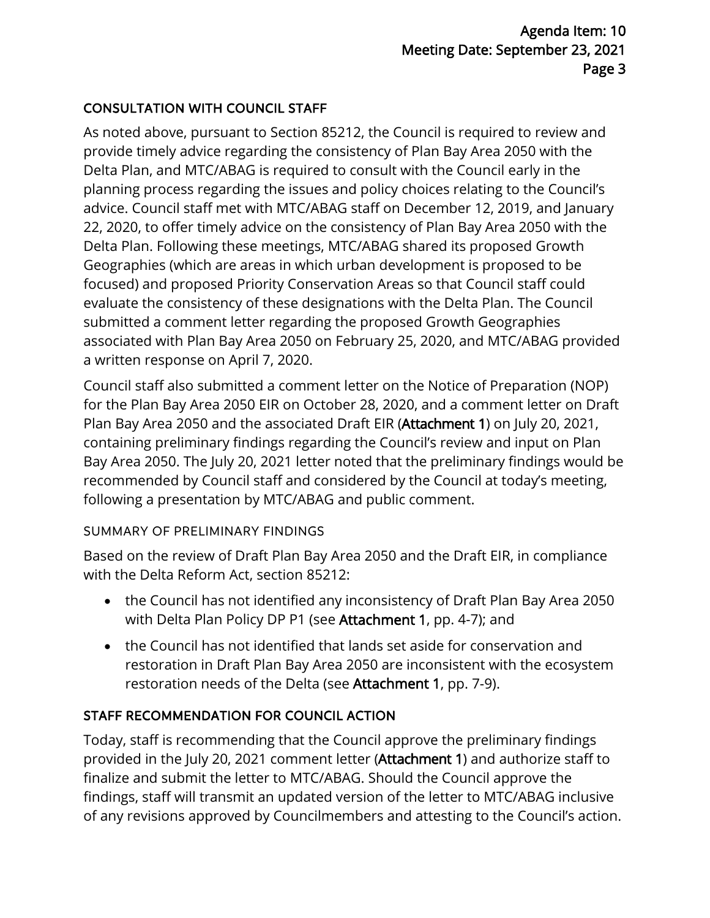## CONSULTATION WITH COUNCIL STAFF

As noted above, pursuant to Section 85212, the Council is required to review and provide timely advice regarding the consistency of Plan Bay Area 2050 with the Delta Plan, and MTC/ABAG is required to consult with the Council early in the planning process regarding the issues and policy choices relating to the Council's advice. Council staff met with MTC/ABAG staff on December 12, 2019, and January 22, 2020, to offer timely advice on the consistency of Plan Bay Area 2050 with the Delta Plan. Following these meetings, MTC/ABAG shared its proposed Growth Geographies (which are areas in which urban development is proposed to be focused) and proposed Priority Conservation Areas so that Council staff could evaluate the consistency of these designations with the Delta Plan. The Council submitted a comment letter regarding the proposed Growth Geographies associated with Plan Bay Area 2050 on February 25, 2020, and MTC/ABAG provided a written response on April 7, 2020.

Council staff also submitted a comment letter on the Notice of Preparation (NOP) for the Plan Bay Area 2050 EIR on October 28, 2020, and a comment letter on Draft Plan Bay Area 2050 and the associated Draft EIR (**Attachment 1**) on July 20, 2021, containing preliminary findings regarding the Council's review and input on Plan Bay Area 2050. The July 20, 2021 letter noted that the preliminary findings would be recommended by Council staff and considered by the Council at today's meeting, following a presentation by MTC/ABAG and public comment.

### SUMMARY OF PRELIMINARY FINDINGS

Based on the review of Draft Plan Bay Area 2050 and the Draft EIR, in compliance with the Delta Reform Act, section 85212:

- the Council has not identified any inconsistency of Draft Plan Bay Area 2050 with Delta Plan Policy DP P1 (see **Attachment 1**, pp. 4-7); and
- the Council has not identified that lands set aside for conservation and restoration in Draft Plan Bay Area 2050 are inconsistent with the ecosystem restoration needs of the Delta (see **Attachment 1**, pp. 7-9).

## STAFF RECOMMENDATION FOR COUNCIL ACTION

Today, staff is recommending that the Council approve the preliminary findings provided in the July 20, 2021 comment letter (**Attachment 1**) and authorize staff to finalize and submit the letter to MTC/ABAG. Should the Council approve the findings, staff will transmit an updated version of the letter to MTC/ABAG inclusive of any revisions approved by Councilmembers and attesting to the Council's action.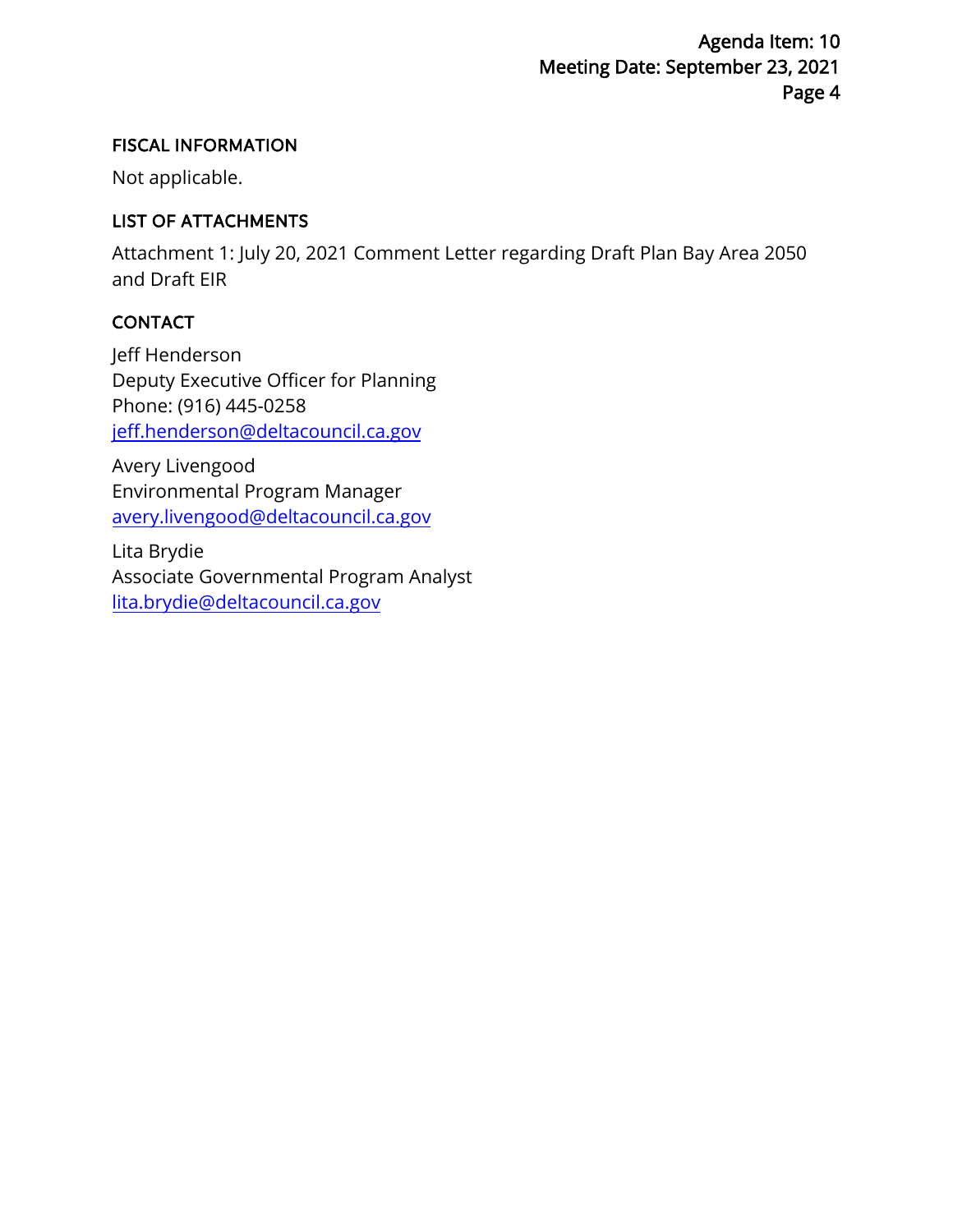### FISCAL INFORMATION

Not applicable.

### LIST OF ATTACHMENTS

Attachment 1: July 20, 2021 Comment Letter regarding Draft Plan Bay Area 2050 and Draft EIR

### CONTACT

Jeff Henderson
Deputy Executive Officer for Planning
Phone: (916) 445-0258
jeff.henderson@deltacouncil.ca.gov

Avery Livengood
Environmental Program Manager
avery.livengood@deltacouncil.ca.gov

Lita Brydie
Associate Governmental Program Analyst
lita.brydie@deltacouncil.ca.gov